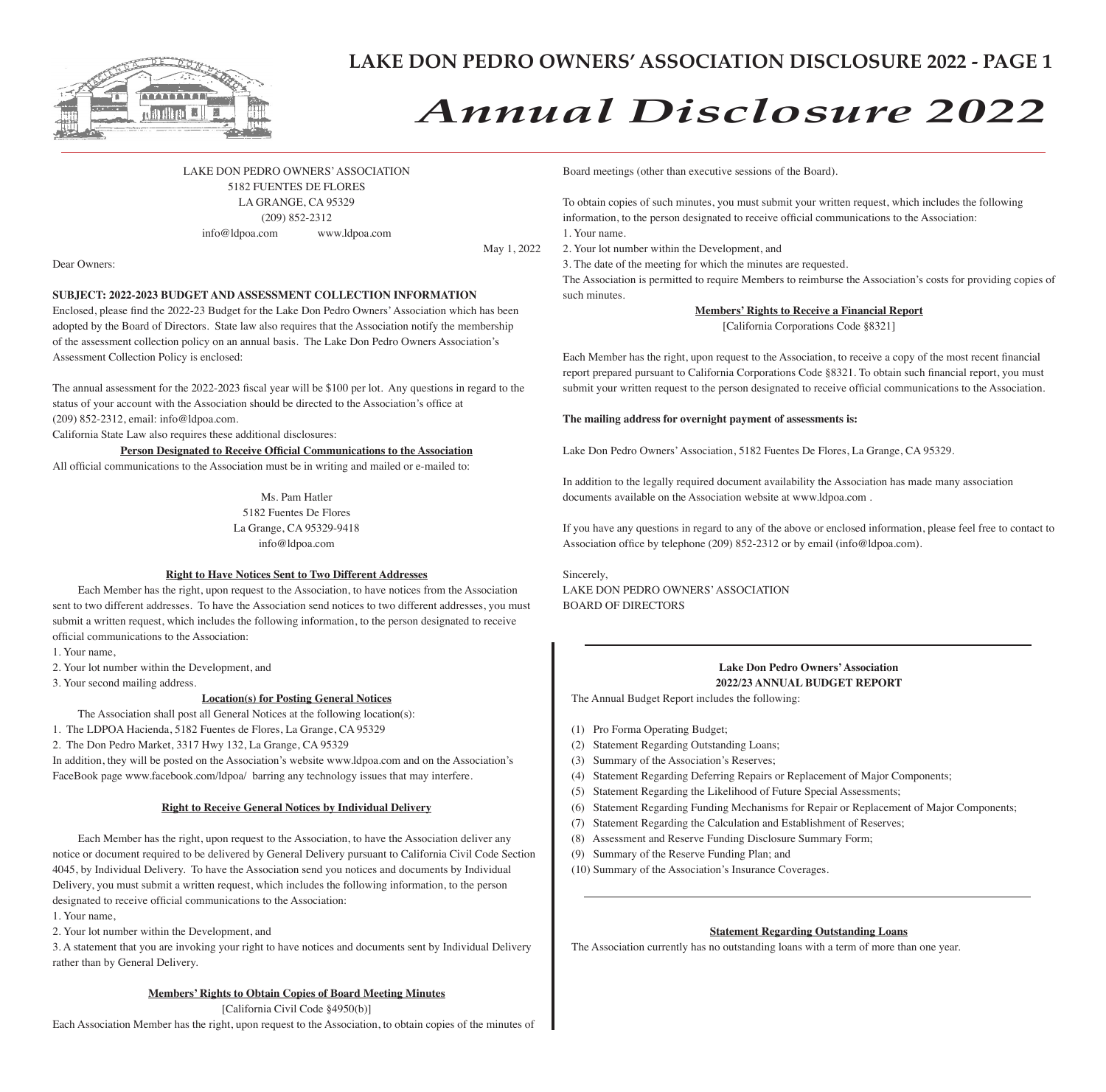# Annual Disclosure 2022

LAKE DON PEDRO OWNERS' ASSOCIATION
5182 FUENTES DE FLORES
LA GRANGE, CA 95329
(209) 852-2312
info@ldpoa.com www.ldpoa.com

May 1, 2022

Dear Owners:

**SUBJECT: 2022-2023 BUDGET AND ASSESSMENT COLLECTION INFORMATION**

Enclosed, please find the 2022-23 Budget for the Lake Don Pedro Owners' Association which has been adopted by the Board of Directors. State law also requires that the Association notify the membership of the assessment collection policy on an annual basis. The Lake Don Pedro Owners Association's Assessment Collection Policy is enclosed:

The annual assessment for the 2022-2023 fiscal year will be $100 per lot. Any questions in regard to the status of your account with the Association should be directed to the Association's office at (209) 852-2312, email: info@ldpoa.com.

California State Law also requires these additional disclosures:

**Person Designated to Receive Official Communications to the Association**

All official communications to the Association must be in writing and mailed or e-mailed to:

Ms. Pam Hatler
5182 Fuentes De Flores
La Grange, CA 95329-9418
info@ldpoa.com

**Right to Have Notices Sent to Two Different Addresses**

Each Member has the right, upon request to the Association, to have notices from the Association sent to two different addresses. To have the Association send notices to two different addresses, you must submit a written request, which includes the following information, to the person designated to receive official communications to the Association:

1. Your name,
2. Your lot number within the Development, and
3. Your second mailing address.

**Location(s) for Posting General Notices**

The Association shall post all General Notices at the following location(s):

1. The LDPOA Hacienda, 5182 Fuentes de Flores, La Grange, CA 95329
2. The Don Pedro Market, 3317 Hwy 132, La Grange, CA 95329

In addition, they will be posted on the Association's website www.ldpoa.com and on the Association's FaceBook page www.facebook.com/ldpoa/ barring any technology issues that may interfere.

**Right to Receive General Notices by Individual Delivery**

Each Member has the right, upon request to the Association, to have the Association deliver any notice or document required to be delivered by General Delivery pursuant to California Civil Code Section 4045, by Individual Delivery. To have the Association send you notices and documents by Individual Delivery, you must submit a written request, which includes the following information, to the person designated to receive official communications to the Association:

1. Your name,
2. Your lot number within the Development, and
3. A statement that you are invoking your right to have notices and documents sent by Individual Delivery rather than by General Delivery.

**Members' Rights to Obtain Copies of Board Meeting Minutes**

[California Civil Code §4950(b)]

Each Association Member has the right, upon request to the Association, to obtain copies of the minutes of Board meetings (other than executive sessions of the Board).

To obtain copies of such minutes, you must submit your written request, which includes the following information, to the person designated to receive official communications to the Association:

1. Your name.
2. Your lot number within the Development, and
3. The date of the meeting for which the minutes are requested.

The Association is permitted to require Members to reimburse the Association's costs for providing copies of such minutes.

**Members' Rights to Receive a Financial Report**

[California Corporations Code §8321]

Each Member has the right, upon request to the Association, to receive a copy of the most recent financial report prepared pursuant to California Corporations Code §8321. To obtain such financial report, you must submit your written request to the person designated to receive official communications to the Association.

**The mailing address for overnight payment of assessments is:**

Lake Don Pedro Owners' Association, 5182 Fuentes De Flores, La Grange, CA 95329.

In addition to the legally required document availability the Association has made many association documents available on the Association website at www.ldpoa.com .

If you have any questions in regard to any of the above or enclosed information, please feel free to contact to Association office by telephone (209) 852-2312 or by email (info@ldpoa.com).

Sincerely,
LAKE DON PEDRO OWNERS' ASSOCIATION
BOARD OF DIRECTORS

---

**Lake Don Pedro Owners' Association**
**2022/23 ANNUAL BUDGET REPORT**

The Annual Budget Report includes the following:

(1) Pro Forma Operating Budget;
(2) Statement Regarding Outstanding Loans;
(3) Summary of the Association's Reserves;
(4) Statement Regarding Deferring Repairs or Replacement of Major Components;
(5) Statement Regarding the Likelihood of Future Special Assessments;
(6) Statement Regarding Funding Mechanisms for Repair or Replacement of Major Components;
(7) Statement Regarding the Calculation and Establishment of Reserves;
(8) Assessment and Reserve Funding Disclosure Summary Form;
(9) Summary of the Reserve Funding Plan; and
(10) Summary of the Association's Insurance Coverages.

---

**Statement Regarding Outstanding Loans**

The Association currently has no outstanding loans with a term of more than one year.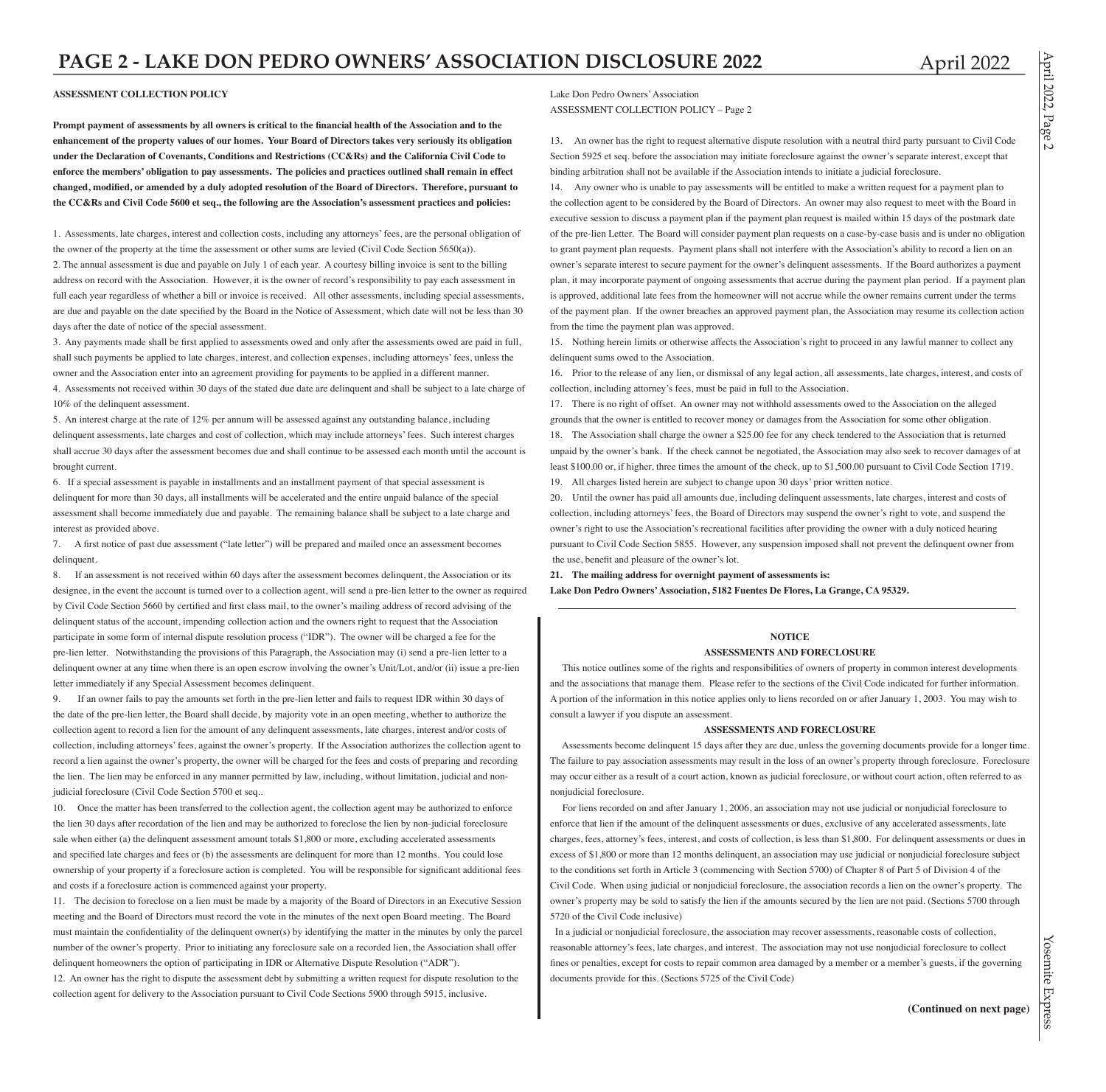**ASSESSMENT COLLECTION POLICY**

**Prompt payment of assessments by all owners is critical to the financial health of the Association and to the enhancement of the property values of our homes. Your Board of Directors takes very seriously its obligation under the Declaration of Covenants, Conditions and Restrictions (CC&Rs) and the California Civil Code to enforce the members' obligation to pay assessments. The policies and practices outlined shall remain in effect changed, modified, or amended by a duly adopted resolution of the Board of Directors. Therefore, pursuant to the CC&Rs and Civil Code 5600 et seq., the following are the Association's assessment practices and policies:**

1. Assessments, late charges, interest and collection costs, including any attorneys' fees, are the personal obligation of the owner of the property at the time the assessment or other sums are levied (Civil Code Section 5650(a)).

2. The annual assessment is due and payable on July 1 of each year. A courtesy billing invoice is sent to the billing address on record with the Association. However, it is the owner of record's responsibility to pay each assessment in full each year regardless of whether a bill or invoice is received. All other assessments, including special assessments, are due and payable on the date specified by the Board in the Notice of Assessment, which date will not be less than 30 days after the date of notice of the special assessment.

3. Any payments made shall be first applied to assessments owed and only after the assessments owed are paid in full, shall such payments be applied to late charges, interest, and collection expenses, including attorneys' fees, unless the owner and the Association enter into an agreement providing for payments to be applied in a different manner.

4. Assessments not received within 30 days of the stated due date are delinquent and shall be subject to a late charge of 10% of the delinquent assessment.

5. An interest charge at the rate of 12% per annum will be assessed against any outstanding balance, including delinquent assessments, late charges and cost of collection, which may include attorneys' fees. Such interest charges shall accrue 30 days after the assessment becomes due and shall continue to be assessed each month until the account is brought current.

6. If a special assessment is payable in installments and an installment payment of that special assessment is delinquent for more than 30 days, all installments will be accelerated and the entire unpaid balance of the special assessment shall become immediately due and payable. The remaining balance shall be subject to a late charge and interest as provided above.

7. A first notice of past due assessment ("late letter") will be prepared and mailed once an assessment becomes delinquent.

8. If an assessment is not received within 60 days after the assessment becomes delinquent, the Association or its designee, in the event the account is turned over to a collection agent, will send a pre-lien letter to the owner as required by Civil Code Section 5660 by certified and first class mail, to the owner's mailing address of record advising of the delinquent status of the account, impending collection action and the owners right to request that the Association participate in some form of internal dispute resolution process ("IDR"). The owner will be charged a fee for the pre-lien letter. Notwithstanding the provisions of this Paragraph, the Association may (i) send a pre-lien letter to a delinquent owner at any time when there is an open escrow involving the owner's Unit/Lot, and/or (ii) issue a pre-lien letter immediately if any Special Assessment becomes delinquent.

9. If an owner fails to pay the amounts set forth in the pre-lien letter and fails to request IDR within 30 days of the date of the pre-lien letter, the Board shall decide, by majority vote in an open meeting, whether to authorize the collection agent to record a lien for the amount of any delinquent assessments, late charges, interest and/or costs of collection, including attorneys' fees, against the owner's property. If the Association authorizes the collection agent to record a lien against the owner's property, the owner will be charged for the fees and costs of preparing and recording the lien. The lien may be enforced in any manner permitted by law, including, without limitation, judicial and non-judicial foreclosure (Civil Code Section 5700 et seq..

10. Once the matter has been transferred to the collection agent, the collection agent may be authorized to enforce the lien 30 days after recordation of the lien and may be authorized to foreclose the lien by non-judicial foreclosure sale when either (a) the delinquent assessment amount totals $1,800 or more, excluding accelerated assessments and specified late charges and fees or (b) the assessments are delinquent for more than 12 months. You could lose ownership of your property if a foreclosure action is completed. You will be responsible for significant additional fees and costs if a foreclosure action is commenced against your property.

11. The decision to foreclose on a lien must be made by a majority of the Board of Directors in an Executive Session meeting and the Board of Directors must record the vote in the minutes of the next open Board meeting. The Board must maintain the confidentiality of the delinquent owner(s) by identifying the matter in the minutes by only the parcel number of the owner's property. Prior to initiating any foreclosure sale on a recorded lien, the Association shall offer delinquent homeowners the option of participating in IDR or Alternative Dispute Resolution ("ADR").

12. An owner has the right to dispute the assessment debt by submitting a written request for dispute resolution to the collection agent for delivery to the Association pursuant to Civil Code Sections 5900 through 5915, inclusive.

Lake Don Pedro Owners' Association
ASSESSMENT COLLECTION POLICY – Page 2

13. An owner has the right to request alternative dispute resolution with a neutral third party pursuant to Civil Code Section 5925 et seq. before the association may initiate foreclosure against the owner's separate interest, except that binding arbitration shall not be available if the Association intends to initiate a judicial foreclosure.

14. Any owner who is unable to pay assessments will be entitled to make a written request for a payment plan to the collection agent to be considered by the Board of Directors. An owner may also request to meet with the Board in executive session to discuss a payment plan if the payment plan request is mailed within 15 days of the postmark date of the pre-lien Letter. The Board will consider payment plan requests on a case-by-case basis and is under no obligation to grant payment plan requests. Payment plans shall not interfere with the Association's ability to record a lien on an owner's separate interest to secure payment for the owner's delinquent assessments. If the Board authorizes a payment plan, it may incorporate payment of ongoing assessments that accrue during the payment plan period. If a payment plan is approved, additional late fees from the homeowner will not accrue while the owner remains current under the terms of the payment plan. If the owner breaches an approved payment plan, the Association may resume its collection action from the time the payment plan was approved.

15. Nothing herein limits or otherwise affects the Association's right to proceed in any lawful manner to collect any delinquent sums owed to the Association.

16. Prior to the release of any lien, or dismissal of any legal action, all assessments, late charges, interest, and costs of collection, including attorney's fees, must be paid in full to the Association.

17. There is no right of offset. An owner may not withhold assessments owed to the Association on the alleged grounds that the owner is entitled to recover money or damages from the Association for some other obligation.

18. The Association shall charge the owner a $25.00 fee for any check tendered to the Association that is returned unpaid by the owner's bank. If the check cannot be negotiated, the Association may also seek to recover damages of at least $100.00 or, if higher, three times the amount of the check, up to $1,500.00 pursuant to Civil Code Section 1719.

19. All charges listed herein are subject to change upon 30 days' prior written notice.

20. Until the owner has paid all amounts due, including delinquent assessments, late charges, interest and costs of collection, including attorneys' fees, the Board of Directors may suspend the owner's right to vote, and suspend the owner's right to use the Association's recreational facilities after providing the owner with a duly noticed hearing pursuant to Civil Code Section 5855. However, any suspension imposed shall not prevent the delinquent owner from the use, benefit and pleasure of the owner's lot.

**21. The mailing address for overnight payment of assessments is:**
**Lake Don Pedro Owners' Association, 5182 Fuentes De Flores, La Grange, CA 95329.**

---

**NOTICE**

**ASSESSMENTS AND FORECLOSURE**

This notice outlines some of the rights and responsibilities of owners of property in common interest developments and the associations that manage them. Please refer to the sections of the Civil Code indicated for further information. A portion of the information in this notice applies only to liens recorded on or after January 1, 2003. You may wish to consult a lawyer if you dispute an assessment.

**ASSESSMENTS AND FORECLOSURE**

Assessments become delinquent 15 days after they are due, unless the governing documents provide for a longer time. The failure to pay association assessments may result in the loss of an owner's property through foreclosure. Foreclosure may occur either as a result of a court action, known as judicial foreclosure, or without court action, often referred to as nonjudicial foreclosure.

For liens recorded on and after January 1, 2006, an association may not use judicial or nonjudicial foreclosure to enforce that lien if the amount of the delinquent assessments or dues, exclusive of any accelerated assessments, late charges, fees, attorney's fees, interest, and costs of collection, is less than $1,800. For delinquent assessments or dues in excess of $1,800 or more than 12 months delinquent, an association may use judicial or nonjudicial foreclosure subject to the conditions set forth in Article 3 (commencing with Section 5700) of Chapter 8 of Part 5 of Division 4 of the Civil Code. When using judicial or nonjudicial foreclosure, the association records a lien on the owner's property. The owner's property may be sold to satisfy the lien if the amounts secured by the lien are not paid. (Sections 5700 through 5720 of the Civil Code inclusive)

In a judicial or nonjudicial foreclosure, the association may recover assessments, reasonable costs of collection, reasonable attorney's fees, late charges, and interest. The association may not use nonjudicial foreclosure to collect fines or penalties, except for costs to repair common area damaged by a member or a member's guests, if the governing documents provide for this. (Sections 5725 of the Civil Code)

**(Continued on next page)**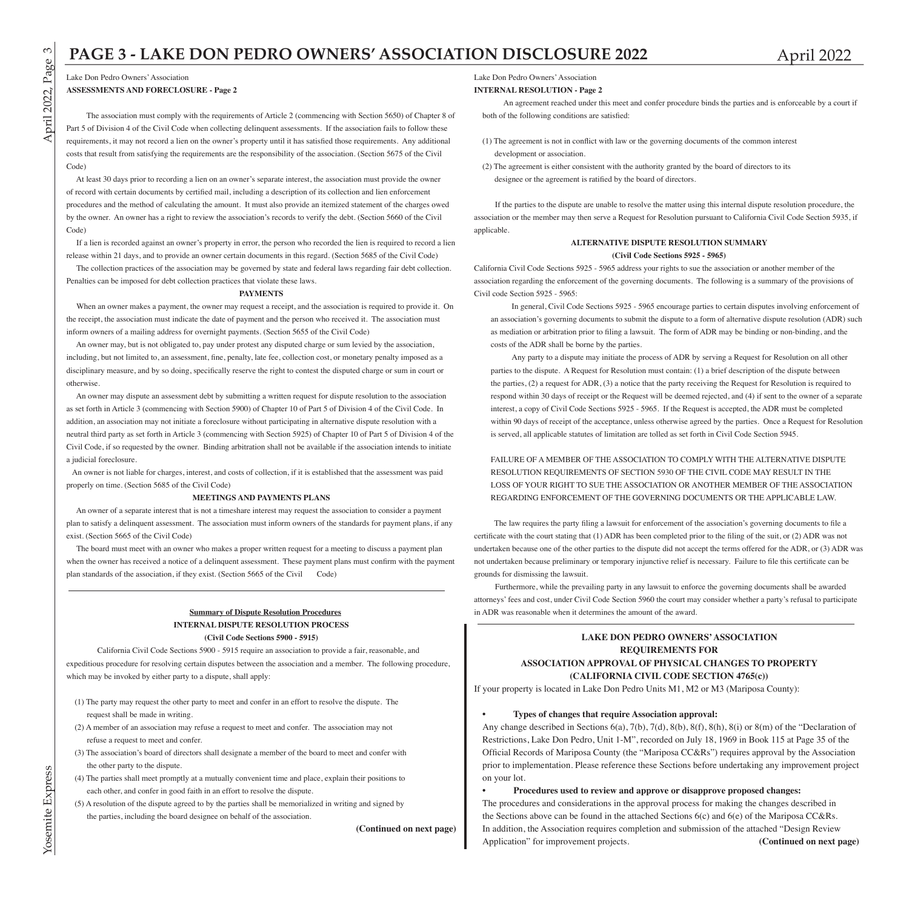Lake Don Pedro Owners' Association

**ASSESSMENTS AND FORECLOSURE - Page 2**

The association must comply with the requirements of Article 2 (commencing with Section 5650) of Chapter 8 of Part 5 of Division 4 of the Civil Code when collecting delinquent assessments. If the association fails to follow these requirements, it may not record a lien on the owner's property until it has satisfied those requirements. Any additional costs that result from satisfying the requirements are the responsibility of the association. (Section 5675 of the Civil Code)

At least 30 days prior to recording a lien on an owner's separate interest, the association must provide the owner of record with certain documents by certified mail, including a description of its collection and lien enforcement procedures and the method of calculating the amount. It must also provide an itemized statement of the charges owed by the owner. An owner has a right to review the association's records to verify the debt. (Section 5660 of the Civil Code)

If a lien is recorded against an owner's property in error, the person who recorded the lien is required to record a lien release within 21 days, and to provide an owner certain documents in this regard. (Section 5685 of the Civil Code)

The collection practices of the association may be governed by state and federal laws regarding fair debt collection. Penalties can be imposed for debt collection practices that violate these laws.

**PAYMENTS**

When an owner makes a payment, the owner may request a receipt, and the association is required to provide it. On the receipt, the association must indicate the date of payment and the person who received it. The association must inform owners of a mailing address for overnight payments. (Section 5655 of the Civil Code)

An owner may, but is not obligated to, pay under protest any disputed charge or sum levied by the association, including, but not limited to, an assessment, fine, penalty, late fee, collection cost, or monetary penalty imposed as a disciplinary measure, and by so doing, specifically reserve the right to contest the disputed charge or sum in court or otherwise.

An owner may dispute an assessment debt by submitting a written request for dispute resolution to the association as set forth in Article 3 (commencing with Section 5900) of Chapter 10 of Part 5 of Division 4 of the Civil Code. In addition, an association may not initiate a foreclosure without participating in alternative dispute resolution with a neutral third party as set forth in Article 3 (commencing with Section 5925) of Chapter 10 of Part 5 of Division 4 of the Civil Code, if so requested by the owner. Binding arbitration shall not be available if the association intends to initiate a judicial foreclosure.

An owner is not liable for charges, interest, and costs of collection, if it is established that the assessment was paid properly on time. (Section 5685 of the Civil Code)

**MEETINGS AND PAYMENTS PLANS**

An owner of a separate interest that is not a timeshare interest may request the association to consider a payment plan to satisfy a delinquent assessment. The association must inform owners of the standards for payment plans, if any exist. (Section 5665 of the Civil Code)

The board must meet with an owner who makes a proper written request for a meeting to discuss a payment plan when the owner has received a notice of a delinquent assessment. These payment plans must confirm with the payment plan standards of the association, if they exist. (Section 5665 of the Civil Code)

---

**Summary of Dispute Resolution Procedures**

**INTERNAL DISPUTE RESOLUTION PROCESS**

**(Civil Code Sections 5900 - 5915)**

California Civil Code Sections 5900 - 5915 require an association to provide a fair, reasonable, and expeditious procedure for resolving certain disputes between the association and a member. The following procedure, which may be invoked by either party to a dispute, shall apply:

(1) The party may request the other party to meet and confer in an effort to resolve the dispute. The request shall be made in writing.

(2) A member of an association may refuse a request to meet and confer. The association may not refuse a request to meet and confer.

(3) The association's board of directors shall designate a member of the board to meet and confer with the other party to the dispute.

(4) The parties shall meet promptly at a mutually convenient time and place, explain their positions to each other, and confer in good faith in an effort to resolve the dispute.

(5) A resolution of the dispute agreed to by the parties shall be memorialized in writing and signed by the parties, including the board designee on behalf of the association.

**(Continued on next page)**

Lake Don Pedro Owners' Association

**INTERNAL RESOLUTION - Page 2**

An agreement reached under this meet and confer procedure binds the parties and is enforceable by a court if both of the following conditions are satisfied:

(1) The agreement is not in conflict with law or the governing documents of the common interest development or association.

(2) The agreement is either consistent with the authority granted by the board of directors to its designee or the agreement is ratified by the board of directors.

If the parties to the dispute are unable to resolve the matter using this internal dispute resolution procedure, the association or the member may then serve a Request for Resolution pursuant to California Civil Code Section 5935, if applicable.

**ALTERNATIVE DISPUTE RESOLUTION SUMMARY**

**(Civil Code Sections 5925 - 5965)**

California Civil Code Sections 5925 - 5965 address your rights to sue the association or another member of the association regarding the enforcement of the governing documents. The following is a summary of the provisions of Civil code Section 5925 - 5965:

In general, Civil Code Sections 5925 - 5965 encourage parties to certain disputes involving enforcement of an association's governing documents to submit the dispute to a form of alternative dispute resolution (ADR) such as mediation or arbitration prior to filing a lawsuit. The form of ADR may be binding or non-binding, and the costs of the ADR shall be borne by the parties.

Any party to a dispute may initiate the process of ADR by serving a Request for Resolution on all other parties to the dispute. A Request for Resolution must contain: (1) a brief description of the dispute between the parties, (2) a request for ADR, (3) a notice that the party receiving the Request for Resolution is required to respond within 30 days of receipt or the Request will be deemed rejected, and (4) if sent to the owner of a separate interest, a copy of Civil Code Sections 5925 - 5965. If the Request is accepted, the ADR must be completed within 90 days of receipt of the acceptance, unless otherwise agreed by the parties. Once a Request for Resolution is served, all applicable statutes of limitation are tolled as set forth in Civil Code Section 5945.

FAILURE OF A MEMBER OF THE ASSOCIATION TO COMPLY WITH THE ALTERNATIVE DISPUTE RESOLUTION REQUIREMENTS OF SECTION 5930 OF THE CIVIL CODE MAY RESULT IN THE LOSS OF YOUR RIGHT TO SUE THE ASSOCIATION OR ANOTHER MEMBER OF THE ASSOCIATION REGARDING ENFORCEMENT OF THE GOVERNING DOCUMENTS OR THE APPLICABLE LAW.

The law requires the party filing a lawsuit for enforcement of the association's governing documents to file a certificate with the court stating that (1) ADR has been completed prior to the filing of the suit, or (2) ADR was not undertaken because one of the other parties to the dispute did not accept the terms offered for the ADR, or (3) ADR was not undertaken because preliminary or temporary injunctive relief is necessary. Failure to file this certificate can be grounds for dismissing the lawsuit.

Furthermore, while the prevailing party in any lawsuit to enforce the governing documents shall be awarded attorneys' fees and cost, under Civil Code Section 5960 the court may consider whether a party's refusal to participate in ADR was reasonable when it determines the amount of the award.

---

**LAKE DON PEDRO OWNERS' ASSOCIATION**
**REQUIREMENTS FOR**
**ASSOCIATION APPROVAL OF PHYSICAL CHANGES TO PROPERTY**
**(CALIFORNIA CIVIL CODE SECTION 4765(c))**

If your property is located in Lake Don Pedro Units M1, M2 or M3 (Mariposa County):

- **Types of changes that require Association approval:**

Any change described in Sections 6(a), 7(b), 7(d), 8(b), 8(f), 8(h), 8(i) or 8(m) of the "Declaration of Restrictions, Lake Don Pedro, Unit 1-M", recorded on July 18, 1969 in Book 115 at Page 35 of the Official Records of Mariposa County (the "Mariposa CC&Rs") requires approval by the Association prior to implementation. Please reference these Sections before undertaking any improvement project on your lot.

- **Procedures used to review and approve or disapprove proposed changes:**

The procedures and considerations in the approval process for making the changes described in the Sections above can be found in the attached Sections 6(c) and 6(e) of the Mariposa CC&Rs. In addition, the Association requires completion and submission of the attached "Design Review Application" for improvement projects.

**(Continued on next page)**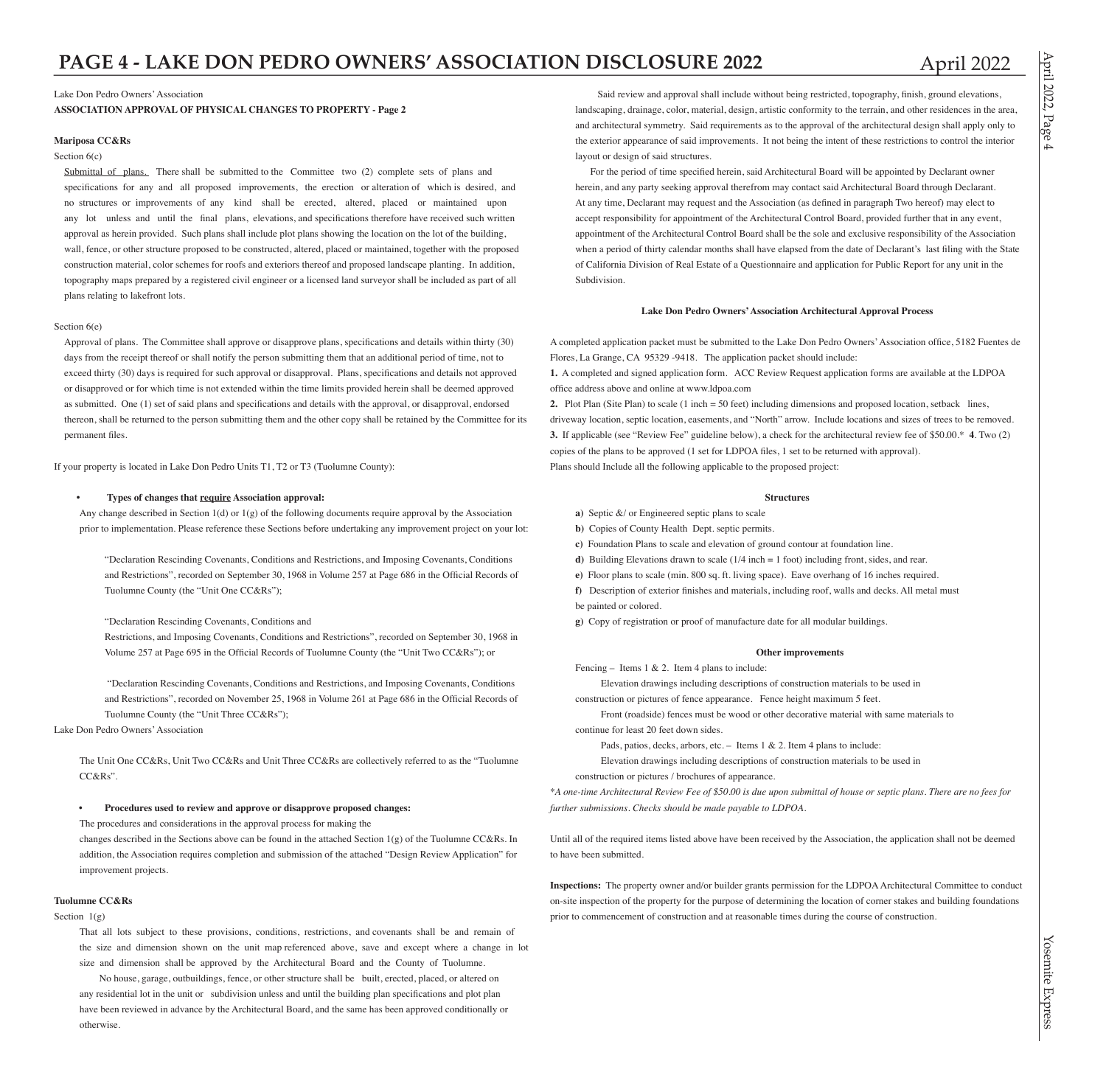Lake Don Pedro Owners' Association

**ASSOCIATION APPROVAL OF PHYSICAL CHANGES TO PROPERTY - Page 2**

**Mariposa CC&Rs**

Section 6(c)

Submittal of plans. There shall be submitted to the Committee two (2) complete sets of plans and specifications for any and all proposed improvements, the erection or alteration of which is desired, and no structures or improvements of any kind shall be erected, altered, placed or maintained upon any lot unless and until the final plans, elevations, and specifications therefore have received such written approval as herein provided. Such plans shall include plot plans showing the location on the lot of the building, wall, fence, or other structure proposed to be constructed, altered, placed or maintained, together with the proposed construction material, color schemes for roofs and exteriors thereof and proposed landscape planting. In addition, topography maps prepared by a registered civil engineer or a licensed land surveyor shall be included as part of all plans relating to lakefront lots.

Section 6(e)

Approval of plans. The Committee shall approve or disapprove plans, specifications and details within thirty (30) days from the receipt thereof or shall notify the person submitting them that an additional period of time, not to exceed thirty (30) days is required for such approval or disapproval. Plans, specifications and details not approved or disapproved or for which time is not extended within the time limits provided herein shall be deemed approved as submitted. One (1) set of said plans and specifications and details with the approval, or disapproval, endorsed thereon, shall be returned to the person submitting them and the other copy shall be retained by the Committee for its permanent files.

If your property is located in Lake Don Pedro Units T1, T2 or T3 (Tuolumne County):

- **Types of changes that require Association approval:**

Any change described in Section 1(d) or 1(g) of the following documents require approval by the Association prior to implementation. Please reference these Sections before undertaking any improvement project on your lot:

"Declaration Rescinding Covenants, Conditions and Restrictions, and Imposing Covenants, Conditions and Restrictions", recorded on September 30, 1968 in Volume 257 at Page 686 in the Official Records of Tuolumne County (the "Unit One CC&Rs");

"Declaration Rescinding Covenants, Conditions and Restrictions, and Imposing Covenants, Conditions and Restrictions", recorded on September 30, 1968 in Volume 257 at Page 695 in the Official Records of Tuolumne County (the "Unit Two CC&Rs"); or

"Declaration Rescinding Covenants, Conditions and Restrictions, and Imposing Covenants, Conditions and Restrictions", recorded on November 25, 1968 in Volume 261 at Page 686 in the Official Records of Tuolumne County (the "Unit Three CC&Rs");

Lake Don Pedro Owners' Association

The Unit One CC&Rs, Unit Two CC&Rs and Unit Three CC&Rs are collectively referred to as the "Tuolumne CC&Rs".

- **Procedures used to review and approve or disapprove proposed changes:**

The procedures and considerations in the approval process for making the changes described in the Sections above can be found in the attached Section 1(g) of the Tuolumne CC&Rs. In addition, the Association requires completion and submission of the attached "Design Review Application" for improvement projects.

**Tuolumne CC&Rs**

Section 1(g)

That all lots subject to these provisions, conditions, restrictions, and covenants shall be and remain of the size and dimension shown on the unit map referenced above, save and except where a change in lot size and dimension shall be approved by the Architectural Board and the County of Tuolumne.

No house, garage, outbuildings, fence, or other structure shall be built, erected, placed, or altered on any residential lot in the unit or subdivision unless and until the building plan specifications and plot plan have been reviewed in advance by the Architectural Board, and the same has been approved conditionally or otherwise.

Said review and approval shall include without being restricted, topography, finish, ground elevations, landscaping, drainage, color, material, design, artistic conformity to the terrain, and other residences in the area, and architectural symmetry. Said requirements as to the approval of the architectural design shall apply only to the exterior appearance of said improvements. It not being the intent of these restrictions to control the interior layout or design of said structures.

For the period of time specified herein, said Architectural Board will be appointed by Declarant owner herein, and any party seeking approval therefrom may contact said Architectural Board through Declarant. At any time, Declarant may request and the Association (as defined in paragraph Two hereof) may elect to accept responsibility for appointment of the Architectural Control Board, provided further that in any event, appointment of the Architectural Control Board shall be the sole and exclusive responsibility of the Association when a period of thirty calendar months shall have elapsed from the date of Declarant's last filing with the State of California Division of Real Estate of a Questionnaire and application for Public Report for any unit in the Subdivision.

**Lake Don Pedro Owners' Association Architectural Approval Process**

A completed application packet must be submitted to the Lake Don Pedro Owners' Association office, 5182 Fuentes de Flores, La Grange, CA 95329 -9418. The application packet should include:

**1.** A completed and signed application form. ACC Review Request application forms are available at the LDPOA office address above and online at www.ldpoa.com

**2.** Plot Plan (Site Plan) to scale (1 inch = 50 feet) including dimensions and proposed location, setback lines, driveway location, septic location, easements, and "North" arrow. Include locations and sizes of trees to be removed.

**3.** If applicable (see "Review Fee" guideline below), a check for the architectural review fee of $50.00.* **4**. Two (2) copies of the plans to be approved (1 set for LDPOA files, 1 set to be returned with approval).

Plans should Include all the following applicable to the proposed project:

**Structures**

**a)** Septic &/ or Engineered septic plans to scale

**b)** Copies of County Health Dept. septic permits.

**c)** Foundation Plans to scale and elevation of ground contour at foundation line.

**d)** Building Elevations drawn to scale (1/4 inch = 1 foot) including front, sides, and rear.

**e)** Floor plans to scale (min. 800 sq. ft. living space). Eave overhang of 16 inches required.

**f)** Description of exterior finishes and materials, including roof, walls and decks. All metal must be painted or colored.

**g)** Copy of registration or proof of manufacture date for all modular buildings.

**Other improvements**

Fencing – Items 1 & 2. Item 4 plans to include:

Elevation drawings including descriptions of construction materials to be used in construction or pictures of fence appearance. Fence height maximum 5 feet.

Front (roadside) fences must be wood or other decorative material with same materials to continue for least 20 feet down sides.

Pads, patios, decks, arbors, etc. – Items 1 & 2. Item 4 plans to include:

Elevation drawings including descriptions of construction materials to be used in construction or pictures / brochures of appearance.

*\*A one-time Architectural Review Fee of $50.00 is due upon submittal of house or septic plans. There are no fees for further submissions. Checks should be made payable to LDPOA.*

Until all of the required items listed above have been received by the Association, the application shall not be deemed to have been submitted.

**Inspections:** The property owner and/or builder grants permission for the LDPOA Architectural Committee to conduct on-site inspection of the property for the purpose of determining the location of corner stakes and building foundations prior to commencement of construction and at reasonable times during the course of construction.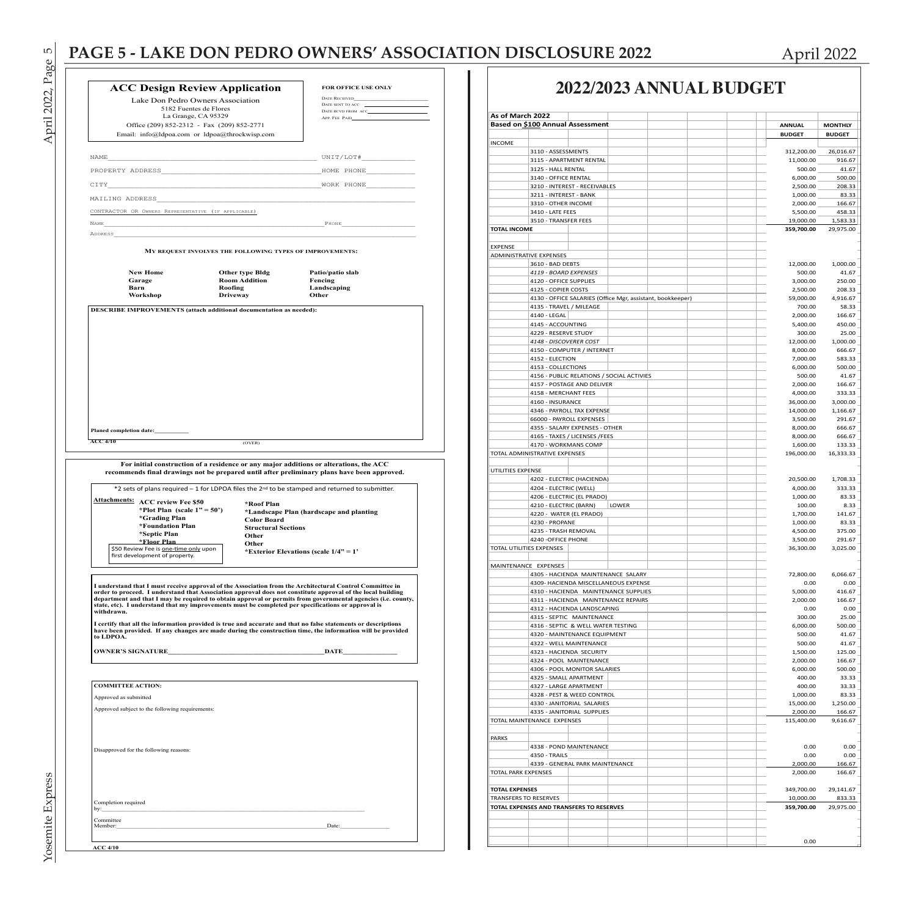## ACC Design Review Application

Lake Don Pedro Owners Association
5182 Fuentes de Flores
La Grange, CA 95329
Office (209) 852-2312 - Fax (209) 852-2771
Email: info@ldpoa.com or ldpoa@throckwisp.com

**FOR OFFICE USE ONLY**

DATE RECEIVED_______________
DATE SENT TO ACC _______________
DATE RCVD FROM ACC_______________
APP. FEE PAID_______________

NAME_______________________________ UNIT/LOT#_____________

PROPERTY ADDRESS_______________________________ HOME PHONE____________

CITY_______________________________ WORK PHONE____________

MAILING ADDRESS_______________________________

CONTRACTOR OR OWNERS REPRESENTATIVE (IF APPLICABLE)

NAME_______________________________ PHONE_______________

ADDRESS_______________________________

**MY REQUEST INVOLVES THE FOLLOWING TYPES OF IMPROVEMENTS:**

| | | |
|---|---|---|
| **New Home** | **Other type Bldg** | **Patio/patio slab** |
| **Garage** | **Room Addition** | **Fencing** |
| **Barn** | **Roofing** | **Landscaping** |
| **Workshop** | **Driveway** | **Other** |

**DESCRIBE IMPROVEMENTS (attach additional documentation as needed):**

**Planed completion date:**__________

**ACC 4/10** (OVER)

**For initial construction of a residence or any major additions or alterations, the ACC recommends final drawings not be prepared until after preliminary plans have been approved.**

*2 sets of plans required – 1 for LDPOA files the 2nd to be stamped and returned to submitter.

**Attachments:**

- **ACC review Fee $50**
- ***Plot Plan (scale 1" = 50')**
- ***Grading Plan**
- ***Foundation Plan**
- ***Septic Plan**
- ***Floor Plan**
- ***Roof Plan**
- ***Landscape Plan (hardscape and planting**
- **Color Board**
- **Structural Sections**
- **Other**
- **Other**
- ***Exterior Elevations (scale 1/4" = 1'**

$50 Review Fee is one-time only upon first development of property.

**I understand that I must receive approval of the Association from the Architectural Control Committee in order to proceed. I understand that Association approval does not constitute approval of the local building department and that I may be required to obtain approval or permits from governmental agencies (i.e. county, state, etc). I understand that my improvements must be completed per specifications or approval is withdrawn.**

**I certify that all the information provided is true and accurate and that no false statements or descriptions have been provided. If any changes are made during the construction time, the information will be provided to LDPOA.**

**OWNER'S SIGNATURE**_______________________________ **DATE**_______________

**COMMITTEE ACTION:**

Approved as submitted

Approved subject to the following requirements:

Disapproved for the following reasons:

Completion required by:_______________________________

Committee Member:_______________________________ Date:_______________

**ACC 4/10**

# 2022/2023 ANNUAL BUDGET

| **As of March 2022** | | |
|---|---|---|
| **Based on $100 Annual Assessment** | **ANNUAL BUDGET** | **MONTHLY BUDGET** |
| INCOME | | |
| 3110 - ASSESSMENTS | 312,200.00 | 26,016.67 |
| 3115 - APARTMENT RENTAL | 11,000.00 | 916.67 |
| 3125 - HALL RENTAL | 500.00 | 41.67 |
| 3140 - OFFICE RENTAL | 6,000.00 | 500.00 |
| 3210 - INTEREST - RECEIVABLES | 2,500.00 | 208.33 |
| 3211 - INTEREST - BANK | 1,000.00 | 83.33 |
| 3310 - OTHER INCOME | 2,000.00 | 166.67 |
| 3410 - LATE FEES | 5,500.00 | 458.33 |
| 3510 - TRANSFER FEES | 19,000.00 | 1,583.33 |
| **TOTAL INCOME** | **359,700.00** | 29,975.00 |
| | | |
| EXPENSE | | |
| ADMINISTRATIVE EXPENSES | | |
| 3610 - BAD DEBTS | 12,000.00 | 1,000.00 |
| *4119 - BOARD EXPENSES* | 500.00 | 41.67 |
| 4120 - OFFICE SUPPLIES | 3,000.00 | 250.00 |
| 4125 - COPIER COSTS | 2,500.00 | 208.33 |
| 4130 - OFFICE SALARIES (Office Mgr, assistant, bookkeeper) | 59,000.00 | 4,916.67 |
| 4135 - TRAVEL / MILEAGE | 700.00 | 58.33 |
| 4140 - LEGAL | 2,000.00 | 166.67 |
| 4145 - ACCOUNTING | 5,400.00 | 450.00 |
| 4229 - RESERVE STUDY | 300.00 | 25.00 |
| *4148 - DISCOVERER COST* | 12,000.00 | 1,000.00 |
| 4150 - COMPUTER / INTERNET | 8,000.00 | 666.67 |
| 4152 - ELECTION | 7,000.00 | 583.33 |
| 4153 - COLLECTIONS | 6,000.00 | 500.00 |
| 4156 - PUBLIC RELATIONS / SOCIAL ACTIVIES | 500.00 | 41.67 |
| 4157 - POSTAGE AND DELIVER | 2,000.00 | 166.67 |
| 4158 - MERCHANT FEES | 4,000.00 | 333.33 |
| 4160 - INSURANCE | 36,000.00 | 3,000.00 |
| 4346 - PAYROLL TAX EXPENSE | 14,000.00 | 1,166.67 |
| 66000 - PAYROLL EXPENSES | 3,500.00 | 291.67 |
| 4355 - SALARY EXPENSES - OTHER | 8,000.00 | 666.67 |
| 4165 - TAXES / LICENSES /FEES | 8,000.00 | 666.67 |
| 4170 - WORKMANS COMP | 1,600.00 | 133.33 |
| TOTAL ADMINISTRATIVE EXPENSES | 196,000.00 | 16,333.33 |
| | | |
| UTILITIES EXPENSE | | |
| 4202 - ELECTRIC (HACIENDA) | 20,500.00 | 1,708.33 |
| 4204 - ELECTRIC (WELL) | 4,000.00 | 333.33 |
| 4206 - ELECTRIC (EL PRADO) | 1,000.00 | 83.33 |
| 4210 - ELECTRIC (BARN) LOWER | 100.00 | 8.33 |
| 4220 - WATER (EL PRADO) | 1,700.00 | 141.67 |
| 4230 - PROPANE | 1,000.00 | 83.33 |
| 4235 - TRASH REMOVAL | 4,500.00 | 375.00 |
| 4240 -OFFICE PHONE | 3,500.00 | 291.67 |
| TOTAL UTILITIES EXPENSES | 36,300.00 | 3,025.00 |
| | | |
| MAINTENANCE EXPENSES | | |
| 4305 - HACIENDA MAINTENANCE SALARY | 72,800.00 | 6,066.67 |
| 4309- HACIENDA MISCELLANEOUS EXPENSE | 0.00 | 0.00 |
| 4310 - HACIENDA MAINTENANCE SUPPLIES | 5,000.00 | 416.67 |
| 4311 - HACIENDA MAINTENANCE REPAIRS | 2,000.00 | 166.67 |
| 4312 - HACIENDA LANDSCAPING | 0.00 | 0.00 |
| 4315 - SEPTIC MAINTENANCE | 300.00 | 25.00 |
| 4316 - SEPTIC & WELL WATER TESTING | 6,000.00 | 500.00 |
| 4320 - MAINTENANCE EQUIPMENT | 500.00 | 41.67 |
| 4322 - WELL MAINTENANCE | 500.00 | 41.67 |
| 4323 - HACIENDA SECURITY | 1,500.00 | 125.00 |
| 4324 - POOL MAINTENANCE | 2,000.00 | 166.67 |
| 4306 - POOL MONITOR SALARIES | 6,000.00 | 500.00 |
| 4325 - SMALL APARTMENT | 400.00 | 33.33 |
| 4327 - LARGE APARTMENT | 400.00 | 33.33 |
| 4328 - PEST & WEED CONTROL | 1,000.00 | 83.33 |
| 4330 - JANITORIAL SALARIES | 15,000.00 | 1,250.00 |
| 4335 - JANITORIAL SUPPLIES | 2,000.00 | 166.67 |
| TOTAL MAINTENANCE EXPENSES | 115,400.00 | 9,616.67 |
| | | |
| PARKS | | |
| 4338 - POND MAINTENANCE | 0.00 | 0.00 |
| 4350 - TRAILS | 0.00 | 0.00 |
| 4339 - GENERAL PARK MAINTENANCE | 2,000.00 | 166.67 |
| TOTAL PARK EXPENSES | 2,000.00 | 166.67 |
| | | |
| **TOTAL EXPENSES** | 349,700.00 | 29,141.67 |
| TRANSFERS TO RESERVES | 10,000.00 | 833.33 |
| **TOTAL EXPENSES AND TRANSFERS TO RESERVES** | **359,700.00** | 29,975.00 |
| | | |
| | 0.00 | |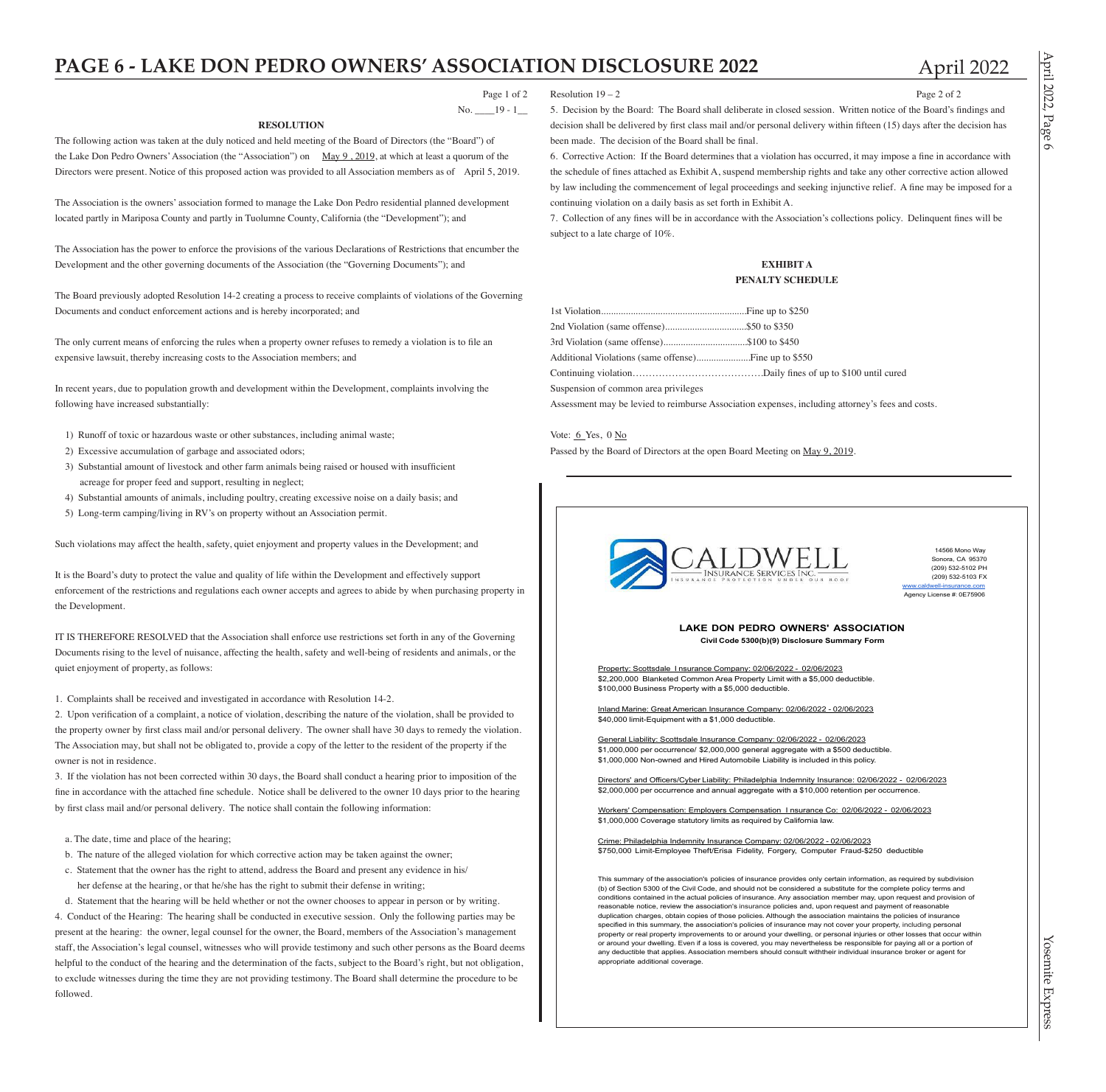Page 1 of 2

No. ____19 - 1__

**RESOLUTION**

The following action was taken at the duly noticed and held meeting of the Board of Directors (the "Board") of the Lake Don Pedro Owners' Association (the "Association") on May 9 , 2019, at which at least a quorum of the Directors were present. Notice of this proposed action was provided to all Association members as of April 5, 2019.

The Association is the owners' association formed to manage the Lake Don Pedro residential planned development located partly in Mariposa County and partly in Tuolumne County, California (the "Development"); and

The Association has the power to enforce the provisions of the various Declarations of Restrictions that encumber the Development and the other governing documents of the Association (the "Governing Documents"); and

The Board previously adopted Resolution 14-2 creating a process to receive complaints of violations of the Governing Documents and conduct enforcement actions and is hereby incorporated; and

The only current means of enforcing the rules when a property owner refuses to remedy a violation is to file an expensive lawsuit, thereby increasing costs to the Association members; and

In recent years, due to population growth and development within the Development, complaints involving the following have increased substantially:

1) Runoff of toxic or hazardous waste or other substances, including animal waste;
2) Excessive accumulation of garbage and associated odors;
3) Substantial amount of livestock and other farm animals being raised or housed with insufficient acreage for proper feed and support, resulting in neglect;
4) Substantial amounts of animals, including poultry, creating excessive noise on a daily basis; and
5) Long-term camping/living in RV's on property without an Association permit.

Such violations may affect the health, safety, quiet enjoyment and property values in the Development; and

It is the Board's duty to protect the value and quality of life within the Development and effectively support enforcement of the restrictions and regulations each owner accepts and agrees to abide by when purchasing property in the Development.

IT IS THEREFORE RESOLVED that the Association shall enforce use restrictions set forth in any of the Governing Documents rising to the level of nuisance, affecting the health, safety and well-being of residents and animals, or the quiet enjoyment of property, as follows:

1. Complaints shall be received and investigated in accordance with Resolution 14-2.

2. Upon verification of a complaint, a notice of violation, describing the nature of the violation, shall be provided to the property owner by first class mail and/or personal delivery. The owner shall have 30 days to remedy the violation. The Association may, but shall not be obligated to, provide a copy of the letter to the resident of the property if the owner is not in residence.

3. If the violation has not been corrected within 30 days, the Board shall conduct a hearing prior to imposition of the fine in accordance with the attached fine schedule. Notice shall be delivered to the owner 10 days prior to the hearing by first class mail and/or personal delivery. The notice shall contain the following information:

a. The date, time and place of the hearing;

b. The nature of the alleged violation for which corrective action may be taken against the owner;

c. Statement that the owner has the right to attend, address the Board and present any evidence in his/her defense at the hearing, or that he/she has the right to submit their defense in writing;

d. Statement that the hearing will be held whether or not the owner chooses to appear in person or by writing.

4. Conduct of the Hearing: The hearing shall be conducted in executive session. Only the following parties may be present at the hearing: the owner, legal counsel for the owner, the Board, members of the Association's management staff, the Association's legal counsel, witnesses who will provide testimony and such other persons as the Board deems helpful to the conduct of the hearing and the determination of the facts, subject to the Board's right, but not obligation, to exclude witnesses during the time they are not providing testimony. The Board shall determine the procedure to be followed.

Resolution 19 – 2 Page 2 of 2

5. Decision by the Board: The Board shall deliberate in closed session. Written notice of the Board's findings and decision shall be delivered by first class mail and/or personal delivery within fifteen (15) days after the decision has been made. The decision of the Board shall be final.

6. Corrective Action: If the Board determines that a violation has occurred, it may impose a fine in accordance with the schedule of fines attached as Exhibit A, suspend membership rights and take any other corrective action allowed by law including the commencement of legal proceedings and seeking injunctive relief. A fine may be imposed for a continuing violation on a daily basis as set forth in Exhibit A.

7. Collection of any fines will be in accordance with the Association's collections policy. Delinquent fines will be subject to a late charge of 10%.

**EXHIBIT A**

**PENALTY SCHEDULE**

1st Violation..........................................................Fine up to $250
2nd Violation (same offense)................................$50 to $350
3rd Violation (same offense)..................................$100 to $450
Additional Violations (same offense)......................Fine up to $550
Continuing violation…………………………………Daily fines of up to $100 until cured
Suspension of common area privileges
Assessment may be levied to reimburse Association expenses, including attorney's fees and costs.

Vote: 6 Yes, 0 No

Passed by the Board of Directors at the open Board Meeting on May 9, 2019.

---

CALDWELL INSURANCE SERVICES INC.
INSURANCE PROTECTION UNDER OUR ROOF

14566 Mono Way
Sonora, CA 95370
(209) 532-5102 PH
(209) 532-5103 FX
www.caldwell-insurance.com
Agency License #: 0E75906

**LAKE DON PEDRO OWNERS' ASSOCIATION**

**Civil Code 5300(b)(9) Disclosure Summary Form**

Property: Scottsdale Insurance Company: 02/06/2022 - 02/06/2023
$2,200,000 Blanketed Common Area Property Limit with a $5,000 deductible.
$100,000 Business Property with a $5,000 deductible.

Inland Marine: Great American Insurance Company: 02/06/2022 - 02/06/2023
$40,000 limit-Equipment with a $1,000 deductible.

General Liability: Scottsdale Insurance Company: 02/06/2022 - 02/06/2023
$1,000,000 per occurrence/ $2,000,000 general aggregate with a $500 deductible.
$1,000,000 Non-owned and Hired Automobile Liability is included in this policy.

Directors' and Officers/Cyber Liability: Philadelphia Indemnity Insurance: 02/06/2022 - 02/06/2023
$2,000,000 per occurrence and annual aggregate with a $10,000 retention per occurrence.

Workers' Compensation: Employers Compensation Insurance Co: 02/06/2022 - 02/06/2023
$1,000,000 Coverage statutory limits as required by California law.

Crime: Philadelphia Indemnity Insurance Company: 02/06/2022 - 02/06/2023
$750,000 Limit-Employee Theft/Erisa Fidelity, Forgery, Computer Fraud-$250 deductible

This summary of the association's policies of insurance provides only certain information, as required by subdivision (b) of Section 5300 of the Civil Code, and should not be considered a substitute for the complete policy terms and conditions contained in the actual policies of insurance. Any association member may, upon request and provision of reasonable notice, review the association's insurance policies and, upon request and payment of reasonable duplication charges, obtain copies of those policies. Although the association maintains the policies of insurance specified in this summary, the association's policies of insurance may not cover your property, including personal property or real property improvements to or around your dwelling, or personal injuries or other losses that occur within or around your dwelling. Even if a loss is covered, you may nevertheless be responsible for paying all or a portion of any deductible that applies. Association members should consult withtheir individual insurance broker or agent for appropriate additional coverage.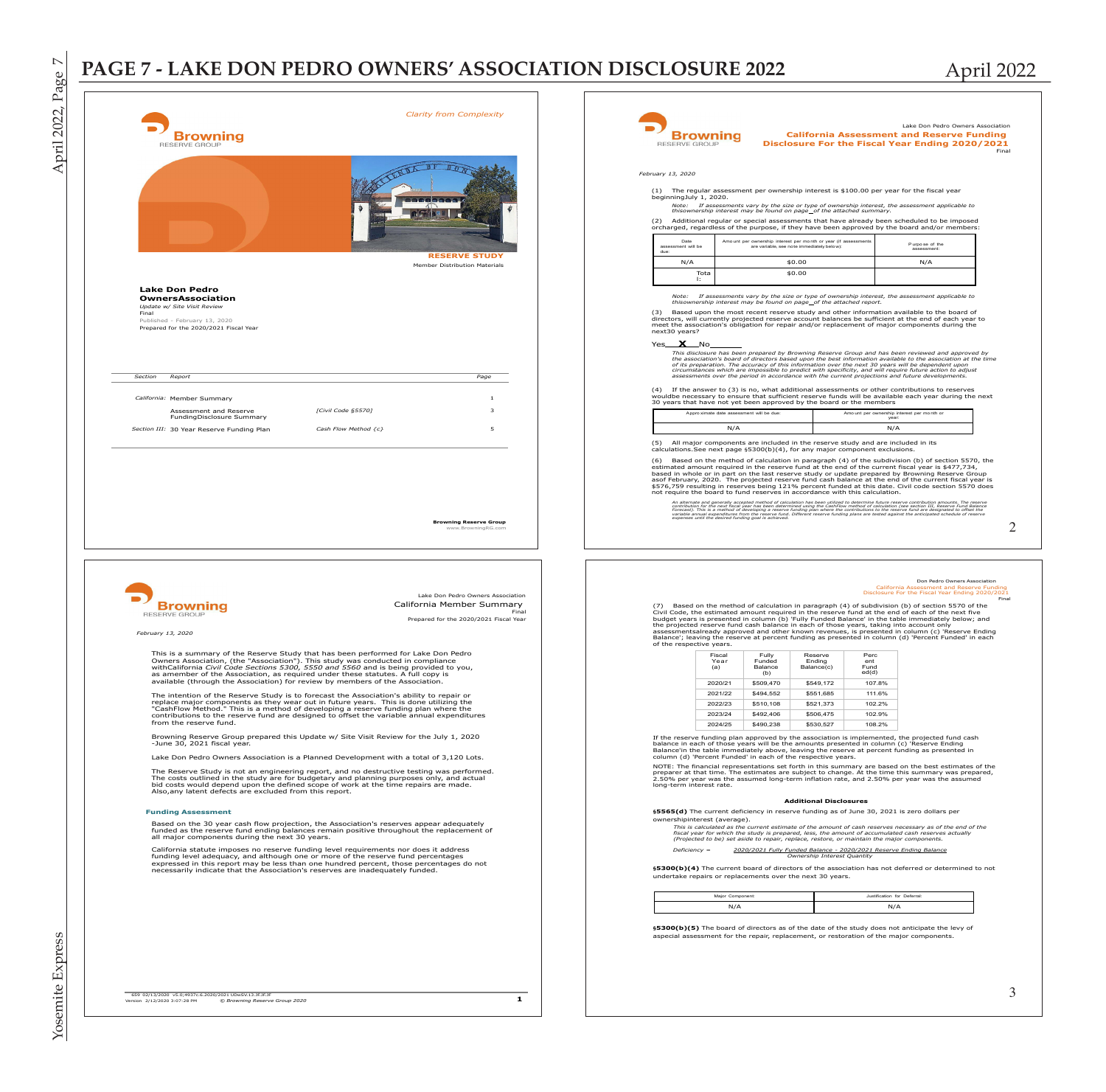# PAGE 7 - LAKE DON PEDRO OWNERS' ASSOCIATION DISCLOSURE 2022

April 2022

---

*Clarity from Complexity*

**Browning**
RESERVE GROUP

**RESERVE STUDY**
Member Distribution Materials

**Lake Don Pedro OwnersAssociation**
*Update w/ Site Visit Review*
Final
Published - February 13, 2020
Prepared for the 2020/2021 Fiscal Year

| Section | Report | | Page |
|---|---|---|---|
| *California:* | Member Summary | | 1 |
| | Assessment and Reserve FundingDisclosure Summary | *[Civil Code §5570]* | 3 |
| *Section III:* | 30 Year Reserve Funding Plan | *Cash Flow Method (c)* | 5 |

**Browning Reserve Group**
www.BrowningRG.com

---

**Browning**
RESERVE GROUP

Lake Don Pedro Owners Association
California Member Summary
Final
Prepared for the 2020/2021 Fiscal Year

*February 13, 2020*

This is a summary of the Reserve Study that has been performed for Lake Don Pedro Owners Association, (the "Association"). This study was conducted in compliance withCalifornia *Civil Code Sections 5300, 5550 and 5560* and is being provided to you, as amember of the Association, as required under these statutes. A full copy is available (through the Association) for review by members of the Association.

The intention of the Reserve Study is to forecast the Association's ability to repair or replace major components as they wear out in future years. This is done utilizing the "CashFlow Method." This is a method of developing a reserve funding plan where the contributions to the reserve fund are designed to offset the variable annual expenditures from the reserve fund.

Browning Reserve Group prepared this Update w/ Site Visit Review for the July 1, 2020 -June 30, 2021 fiscal year.

Lake Don Pedro Owners Association is a Planned Development with a total of 3,120 Lots.

The Reserve Study is not an engineering report, and no destructive testing was performed. The costs outlined in the study are for budgetary and planning purposes only, and actual bid costs would depend upon the defined scope of work at the time repairs are made. Also,any latent defects are excluded from this report.

**Funding Assessment**

Based on the 30 year cash flow projection, the Association's reserves appear adequately funded as the reserve fund ending balances remain positive throughout the replacement of all major components during the next 30 years.

California statute imposes no reserve funding level requirements nor does it address funding level adequacy, and although one or more of the reserve fund percentages expressed in this report may be less than one hundred percent, those percentages do not necessarily indicate that the Association's reserves are inadequately funded.

659 02/13/2020 v5.0;4937c.6.2020/2021 UDwSV.13.JF.JF.JF
Version 2/12/2020 3:07:28 PM *© Browning Reserve Group 2020*

---

**Browning**
RESERVE GROUP

Lake Don Pedro Owners Association
**California Assessment and Reserve Funding Disclosure For the Fiscal Year Ending 2020/2021**
Final

*February 13, 2020*

(1) The regular assessment per ownership interest is $100.00 per year for the fiscal year beginningJuly 1, 2020.

*Note: If assessments vary by the size or type of ownership interest, the assessment applicable to thisownership interest may be found on page\_of the attached summary.*

(2) Additional regular or special assessments that have already been scheduled to be imposed orcharged, regardless of the purpose, if they have been approved by the board and/or members:

| Date assessment will be due: | Amount per ownership interest per month or year (If assessments are variable, see note immediately below): | Purpose of the assessment: |
|---|---|---|
| N/A | $0.00 | N/A |
| Total: | $0.00 | |

*Note: If assessments vary by the size or type of ownership interest, the assessment applicable to thisownership interest may be found on page\_of the attached report.*

(3) Based upon the most recent reserve study and other information available to the board of directors, will currently projected reserve account balances be sufficient at the end of each year to meet the association's obligation for repair and/or replacement of major components during the next30 years?

Yes\_\_**X**\_\_No\_\_\_\_\_\_

*This disclosure has been prepared by Browning Reserve Group and has been reviewed and approved by the association's board of directors based upon the best information available to the association at the time of its preparation. The accuracy of this information over the next 30 years will be dependent upon circumstances which are impossible to predict with specificity, and will require future action to adjust assessments over the period in accordance with the current projections and future developments.*

(4) If the answer to (3) is no, what additional assessments or other contributions to reserves wouldbe necessary to ensure that sufficient reserve funds will be available each year during the next 30 years that have not yet been approved by the board or the members

| Approximate date assessment will be due: | Amount per ownership interest per month or year: |
|---|---|
| N/A | N/A |

(5) All major components are included in the reserve study and are included in its calculations.See next page §5300(b)(4), for any major component exclusions.

(6) Based on the method of calculation in paragraph (4) of the subdivision (b) of section 5570, the estimated amount required in the reserve fund at the end of the current fiscal year is $477,734, based in whole or in part on the last reserve study or update prepared by Browning Reserve Group asof February, 2020. The projected reserve fund cash balance at the end of the current fiscal year is $576,759 resulting in reserves being 121% percent funded at this date. Civil code section 5570 does not require the board to fund reserves in accordance with this calculation.

*An alternate and generally accepted method of calculation has been utilized to determine future reserve contribution amounts. The reserve contribution for the next fiscal year has been determined using the CashFlow method of calculation (see section III; Reserve Fund Balance Forecast). This is a method of developing a reserve funding plan where the contributions to the reserve fund are designated to offset the variable annual expenditures from the reserve fund. Different reserve funding plans are tested against the anticipated schedule of reserve expenses until the desired funding goal is achieved.*

---

Don Pedro Owners Association
California Assessment and Reserve Funding Disclosure For the Fiscal Year Ending 2020/2021
Final

(7) Based on the method of calculation in paragraph (4) of subdivision (b) of section 5570 of the Civil Code, the estimated amount required in the reserve fund at the end of each of the next five budget years is presented in column (b) 'Fully Funded Balance' in the table immediately below; and the projected reserve fund cash balance in each of those years, taking into account only assessmentsalready approved and other known revenues, is presented in column (c) 'Reserve Ending Balance'; leaving the reserve at percent funding as presented in column (d) 'Percent Funded' in each of the respective years.

| Fiscal Year (a) | Fully Funded Balance (b) | Reserve Ending Balance(c) | Percent Funded(d) |
|---|---|---|---|
| 2020/21 | $509,470 | $549,172 | 107.8% |
| 2021/22 | $494,552 | $551,685 | 111.6% |
| 2022/23 | $510,108 | $521,373 | 102.2% |
| 2023/24 | $492,406 | $506,475 | 102.9% |
| 2024/25 | $490,238 | $530,527 | 108.2% |

If the reserve funding plan approved by the association is implemented, the projected fund cash balance in each of those years will be the amounts presented in column (c) 'Reserve Ending Balance'in the table immediately above, leaving the reserve at percent funding as presented in column (d) 'Percent Funded' in each of the respective years.

NOTE: The financial representations set forth in this summary are based on the best estimates of the preparer at that time. The estimates are subject to change. At the time this summary was prepared, 2.50% per year was the assumed long-term inflation rate, and 2.50% per year was the assumed long-term interest rate.

**Additional Disclosures**

**§5565(d)** The current deficiency in reserve funding as of June 30, 2021 is zero dollars per ownershipinterest (average).

*This is calculated as the current estimate of the amount of cash reserves necessary as of the end of the fiscal year for which the study is prepared, less, the amount of accumulated cash reserves actually (Projected to be) set aside to repair, replace, restore, or maintain the major components.*

*Deficiency = 2020/2021 Fully Funded Balance - 2020/2021 Reserve Ending Balance / Ownership Interest Quantity*

**§5300(b)(4)** The current board of directors of the association has not deferred or determined to not undertake repairs or replacements over the next 30 years.

| Major Component: | Justification for Deferral: |
|---|---|
| N/A | N/A |

**§5300(b)(5)** The board of directors as of the date of the study does not anticipate the levy of aspecial assessment for the repair, replacement, or restoration of the major components.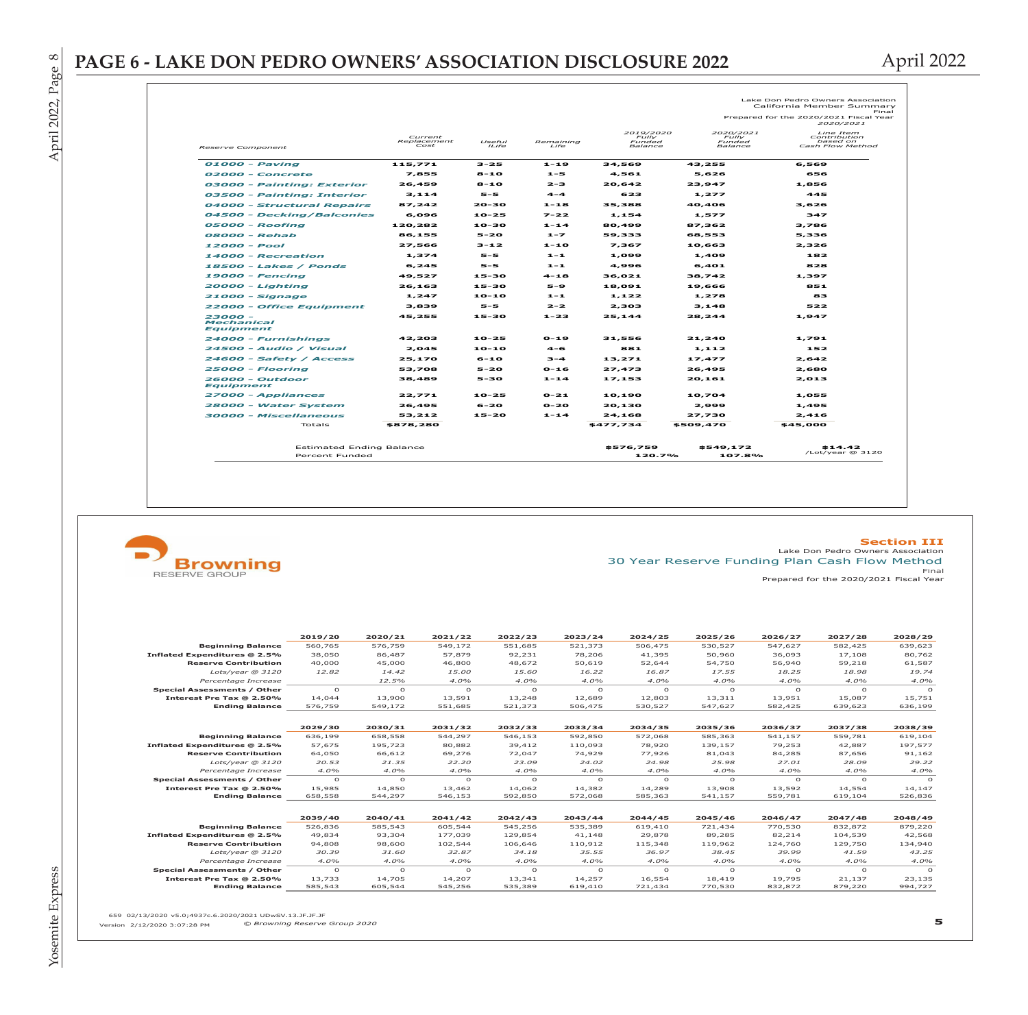Lake Don Pedro Owners Association
California Member Summary
Final
Prepared for the 2020/2021 Fiscal Year
2020/2021

| Reserve Component | Current Replacement Cost | Useful Life | Remaining Life | 2019/2020 Fully Funded Balance | 2020/2021 Fully Funded Balance | Line Item Contribution based on Cash Flow Method |
|---|---|---|---|---|---|---|
| 01000 - Paving | 115,771 | 3-25 | 1-19 | 34,569 | 43,255 | 6,569 |
| 02000 - Concrete | 7,855 | 8-10 | 1-5 | 4,561 | 5,626 | 656 |
| 03000 - Painting: Exterior | 26,459 | 8-10 | 2-3 | 20,642 | 23,947 | 1,856 |
| 03500 - Painting: Interior | 3,114 | 5-5 | 4-4 | 623 | 1,277 | 445 |
| 04000 - Structural Repairs | 87,242 | 20-30 | 1-18 | 35,388 | 40,406 | 3,626 |
| 04500 - Decking/Balconies | 6,096 | 10-25 | 7-22 | 1,154 | 1,577 | 347 |
| 05000 - Roofing | 120,282 | 10-30 | 1-14 | 80,499 | 87,362 | 3,786 |
| 08000 - Rehab | 86,155 | 5-20 | 1-7 | 59,333 | 68,553 | 5,336 |
| 12000 - Pool | 27,566 | 3-12 | 1-10 | 7,367 | 10,663 | 2,326 |
| 14000 - Recreation | 1,374 | 5-5 | 1-1 | 1,099 | 1,409 | 182 |
| 18500 - Lakes / Ponds | 6,245 | 5-5 | 1-1 | 4,996 | 6,401 | 828 |
| 19000 - Fencing | 49,527 | 15-30 | 4-18 | 36,021 | 38,742 | 1,397 |
| 20000 - Lighting | 26,163 | 15-30 | 5-9 | 18,091 | 19,666 | 851 |
| 21000 - Signage | 1,247 | 10-10 | 1-1 | 1,122 | 1,278 | 83 |
| 22000 - Office Equipment | 3,839 | 5-5 | 2-2 | 2,303 | 3,148 | 522 |
| 23000 - Mechanical Equipment | 45,255 | 15-30 | 1-23 | 25,144 | 28,244 | 1,947 |
| 24000 - Furnishings | 42,203 | 10-25 | 0-19 | 31,556 | 21,240 | 1,791 |
| 24500 - Audio / Visual | 2,045 | 10-10 | 4-6 | 881 | 1,112 | 152 |
| 24600 - Safety / Access | 25,170 | 6-10 | 3-4 | 13,271 | 17,477 | 2,642 |
| 25000 - Flooring | 53,708 | 5-20 | 0-16 | 27,473 | 26,495 | 2,680 |
| 26000 - Outdoor Equipment | 38,489 | 5-30 | 1-14 | 17,153 | 20,161 | 2,013 |
| 27000 - Appliances | 22,771 | 10-25 | 0-21 | 10,190 | 10,704 | 1,055 |
| 28000 - Water System | 26,495 | 6-20 | 0-20 | 20,130 | 2,999 | 1,495 |
| 30000 - Miscellaneous | 53,212 | 15-20 | 1-14 | 24,168 | 27,730 | 2,416 |
| Totals | $878,280 | | | $477,734 | $509,470 | $45,000 |
| Estimated Ending Balance | | | | $576,759 | $549,172 | $14.42 /Lot/year @ 3120 |
| Percent Funded | | | | 120.7% | 107.8% | |

Browning RESERVE GROUP

**Section III**
Lake Don Pedro Owners Association
30 Year Reserve Funding Plan Cash Flow Method
Final
Prepared for the 2020/2021 Fiscal Year

| | 2019/20 | 2020/21 | 2021/22 | 2022/23 | 2023/24 | 2024/25 | 2025/26 | 2026/27 | 2027/28 | 2028/29 |
|---|---|---|---|---|---|---|---|---|---|---|
| **Beginning Balance** | 560,765 | 576,759 | 549,172 | 551,685 | 521,373 | 506,475 | 530,527 | 547,627 | 582,425 | 639,623 |
| **Inflated Expenditures @ 2.5%** | 38,050 | 86,487 | 57,879 | 92,231 | 78,206 | 41,395 | 50,960 | 36,093 | 17,108 | 80,762 |
| **Reserve Contribution** | 40,000 | 45,000 | 46,800 | 48,672 | 50,619 | 52,644 | 54,750 | 56,940 | 59,218 | 61,587 |
| *Lots/year @ 3120* | *12.82* | *14.42* | *15.00* | *15.60* | *16.22* | *16.87* | *17.55* | *18.25* | *18.98* | *19.74* |
| *Percentage Increase* | | *12.5%* | *4.0%* | *4.0%* | *4.0%* | *4.0%* | *4.0%* | *4.0%* | *4.0%* | *4.0%* |
| **Special Assessments / Other** | 0 | 0 | 0 | 0 | 0 | 0 | 0 | 0 | 0 | 0 |
| **Interest Pre Tax @ 2.50%** | 14,044 | 13,900 | 13,591 | 13,248 | 12,689 | 12,803 | 13,311 | 13,951 | 15,087 | 15,751 |
| **Ending Balance** | 576,759 | 549,172 | 551,685 | 521,373 | 506,475 | 530,527 | 547,627 | 582,425 | 639,623 | 636,199 |

| | 2029/30 | 2030/31 | 2031/32 | 2032/33 | 2033/34 | 2034/35 | 2035/36 | 2036/37 | 2037/38 | 2038/39 |
|---|---|---|---|---|---|---|---|---|---|---|
| **Beginning Balance** | 636,199 | 658,558 | 544,297 | 546,153 | 592,850 | 572,068 | 585,363 | 541,157 | 559,781 | 619,104 |
| **Inflated Expenditures @ 2.5%** | 57,675 | 195,723 | 80,882 | 39,412 | 110,093 | 78,920 | 139,157 | 79,253 | 42,887 | 197,577 |
| **Reserve Contribution** | 64,050 | 66,612 | 69,276 | 72,047 | 74,929 | 77,926 | 81,043 | 84,285 | 87,656 | 91,162 |
| *Lots/year @ 3120* | *20.53* | *21.35* | *22.20* | *23.09* | *24.02* | *24.98* | *25.98* | *27.01* | *28.09* | *29.22* |
| *Percentage Increase* | *4.0%* | *4.0%* | *4.0%* | *4.0%* | *4.0%* | *4.0%* | *4.0%* | *4.0%* | *4.0%* | *4.0%* |
| **Special Assessments / Other** | 0 | 0 | 0 | 0 | 0 | 0 | 0 | 0 | 0 | 0 |
| **Interest Pre Tax @ 2.50%** | 15,985 | 14,850 | 13,462 | 14,062 | 14,382 | 14,289 | 13,908 | 13,592 | 14,554 | 14,147 |
| **Ending Balance** | 658,558 | 544,297 | 546,153 | 592,850 | 572,068 | 585,363 | 541,157 | 559,781 | 619,104 | 526,836 |

| | 2039/40 | 2040/41 | 2041/42 | 2042/43 | 2043/44 | 2044/45 | 2045/46 | 2046/47 | 2047/48 | 2048/49 |
|---|---|---|---|---|---|---|---|---|---|---|
| **Beginning Balance** | 526,836 | 585,543 | 605,544 | 545,256 | 535,389 | 619,410 | 721,434 | 770,530 | 832,872 | 879,220 |
| **Inflated Expenditures @ 2.5%** | 49,834 | 93,304 | 177,039 | 129,854 | 41,148 | 29,878 | 89,285 | 82,214 | 104,539 | 42,568 |
| **Reserve Contribution** | 94,808 | 98,600 | 102,544 | 106,646 | 110,912 | 115,348 | 119,962 | 124,760 | 129,750 | 134,940 |
| *Lots/year @ 3120* | *30.39* | *31.60* | *32.87* | *34.18* | *35.55* | *36.97* | *38.45* | *39.99* | *41.59* | *43.25* |
| *Percentage Increase* | *4.0%* | *4.0%* | *4.0%* | *4.0%* | *4.0%* | *4.0%* | *4.0%* | *4.0%* | *4.0%* | *4.0%* |
| **Special Assessments / Other** | 0 | 0 | 0 | 0 | 0 | 0 | 0 | 0 | 0 | 0 |
| **Interest Pre Tax @ 2.50%** | 13,733 | 14,705 | 14,207 | 13,341 | 14,257 | 16,554 | 18,419 | 19,795 | 21,137 | 23,135 |
| **Ending Balance** | 585,543 | 605,544 | 545,256 | 535,389 | 619,410 | 721,434 | 770,530 | 832,872 | 879,220 | 994,727 |

659 02/13/2020 v5.0;4937c.6.2020/2021 UDwSV.13.JF.JF.JF
Version 2/12/2020 3:07:28 PM © Browning Reserve Group 2020